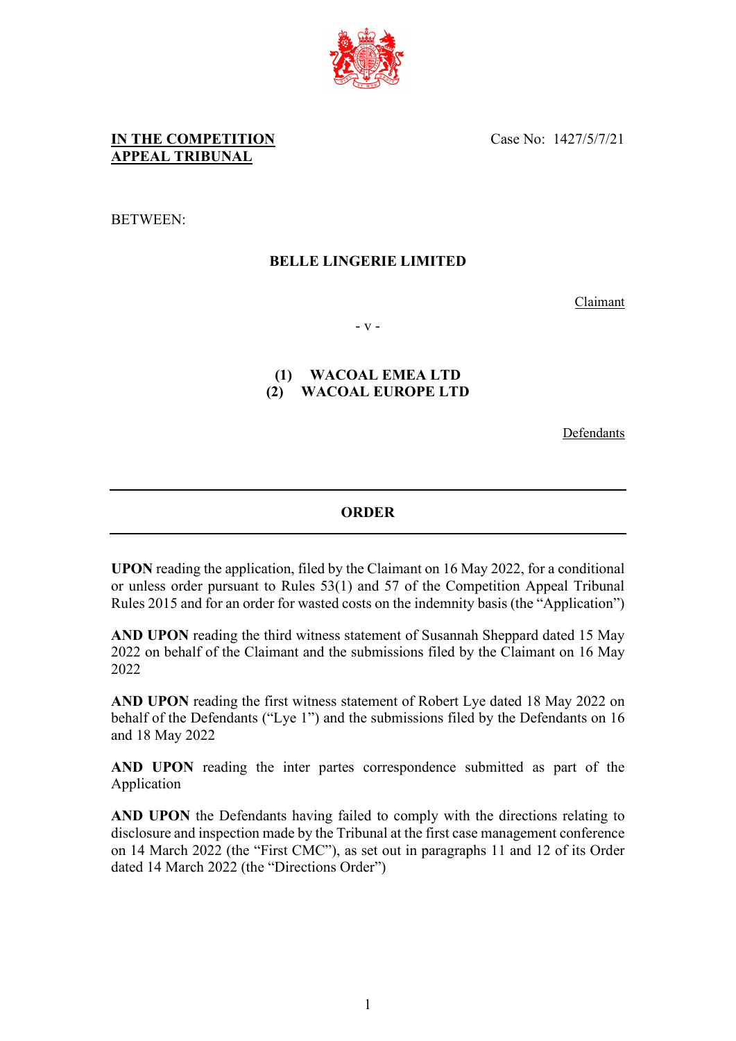**IN THE COMPETITION APPEAL TRIBUNAL**

Case No: 1427/5/7/21

BETWEEN:

**BELLE LINGERIE LIMITED**

Claimant

\- v -

**(1) WACOAL EMEA LTD**
**(2) WACOAL EUROPE LTD**

Defendants

---

**ORDER**

---

**UPON** reading the application, filed by the Claimant on 16 May 2022, for a conditional or unless order pursuant to Rules 53(1) and 57 of the Competition Appeal Tribunal Rules 2015 and for an order for wasted costs on the indemnity basis (the "Application")

**AND UPON** reading the third witness statement of Susannah Sheppard dated 15 May 2022 on behalf of the Claimant and the submissions filed by the Claimant on 16 May 2022

**AND UPON** reading the first witness statement of Robert Lye dated 18 May 2022 on behalf of the Defendants ("Lye 1") and the submissions filed by the Defendants on 16 and 18 May 2022

**AND UPON** reading the inter partes correspondence submitted as part of the Application

**AND UPON** the Defendants having failed to comply with the directions relating to disclosure and inspection made by the Tribunal at the first case management conference on 14 March 2022 (the "First CMC"), as set out in paragraphs 11 and 12 of its Order dated 14 March 2022 (the "Directions Order")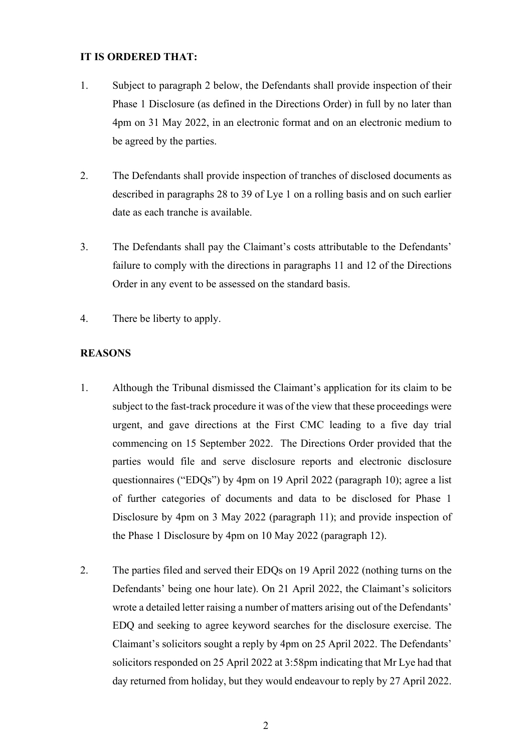**IT IS ORDERED THAT:**

1. Subject to paragraph 2 below, the Defendants shall provide inspection of their Phase 1 Disclosure (as defined in the Directions Order) in full by no later than 4pm on 31 May 2022, in an electronic format and on an electronic medium to be agreed by the parties.

2. The Defendants shall provide inspection of tranches of disclosed documents as described in paragraphs 28 to 39 of Lye 1 on a rolling basis and on such earlier date as each tranche is available.

3. The Defendants shall pay the Claimant's costs attributable to the Defendants' failure to comply with the directions in paragraphs 11 and 12 of the Directions Order in any event to be assessed on the standard basis.

4. There be liberty to apply.

**REASONS**

1. Although the Tribunal dismissed the Claimant's application for its claim to be subject to the fast-track procedure it was of the view that these proceedings were urgent, and gave directions at the First CMC leading to a five day trial commencing on 15 September 2022. The Directions Order provided that the parties would file and serve disclosure reports and electronic disclosure questionnaires ("EDQs") by 4pm on 19 April 2022 (paragraph 10); agree a list of further categories of documents and data to be disclosed for Phase 1 Disclosure by 4pm on 3 May 2022 (paragraph 11); and provide inspection of the Phase 1 Disclosure by 4pm on 10 May 2022 (paragraph 12).

2. The parties filed and served their EDQs on 19 April 2022 (nothing turns on the Defendants' being one hour late). On 21 April 2022, the Claimant's solicitors wrote a detailed letter raising a number of matters arising out of the Defendants' EDQ and seeking to agree keyword searches for the disclosure exercise. The Claimant's solicitors sought a reply by 4pm on 25 April 2022. The Defendants' solicitors responded on 25 April 2022 at 3:58pm indicating that Mr Lye had that day returned from holiday, but they would endeavour to reply by 27 April 2022.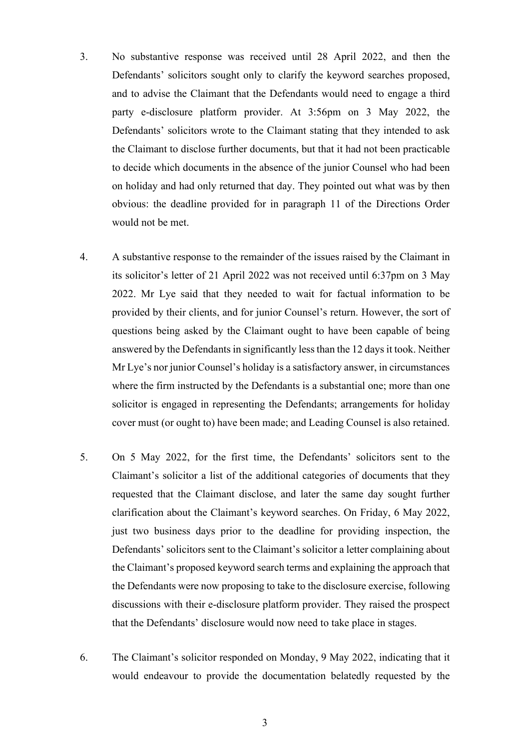3. No substantive response was received until 28 April 2022, and then the Defendants' solicitors sought only to clarify the keyword searches proposed, and to advise the Claimant that the Defendants would need to engage a third party e-disclosure platform provider. At 3:56pm on 3 May 2022, the Defendants' solicitors wrote to the Claimant stating that they intended to ask the Claimant to disclose further documents, but that it had not been practicable to decide which documents in the absence of the junior Counsel who had been on holiday and had only returned that day. They pointed out what was by then obvious: the deadline provided for in paragraph 11 of the Directions Order would not be met.

4. A substantive response to the remainder of the issues raised by the Claimant in its solicitor's letter of 21 April 2022 was not received until 6:37pm on 3 May 2022. Mr Lye said that they needed to wait for factual information to be provided by their clients, and for junior Counsel's return. However, the sort of questions being asked by the Claimant ought to have been capable of being answered by the Defendants in significantly less than the 12 days it took. Neither Mr Lye's nor junior Counsel's holiday is a satisfactory answer, in circumstances where the firm instructed by the Defendants is a substantial one; more than one solicitor is engaged in representing the Defendants; arrangements for holiday cover must (or ought to) have been made; and Leading Counsel is also retained.

5. On 5 May 2022, for the first time, the Defendants' solicitors sent to the Claimant's solicitor a list of the additional categories of documents that they requested that the Claimant disclose, and later the same day sought further clarification about the Claimant's keyword searches. On Friday, 6 May 2022, just two business days prior to the deadline for providing inspection, the Defendants' solicitors sent to the Claimant's solicitor a letter complaining about the Claimant's proposed keyword search terms and explaining the approach that the Defendants were now proposing to take to the disclosure exercise, following discussions with their e-disclosure platform provider. They raised the prospect that the Defendants' disclosure would now need to take place in stages.

6. The Claimant's solicitor responded on Monday, 9 May 2022, indicating that it would endeavour to provide the documentation belatedly requested by the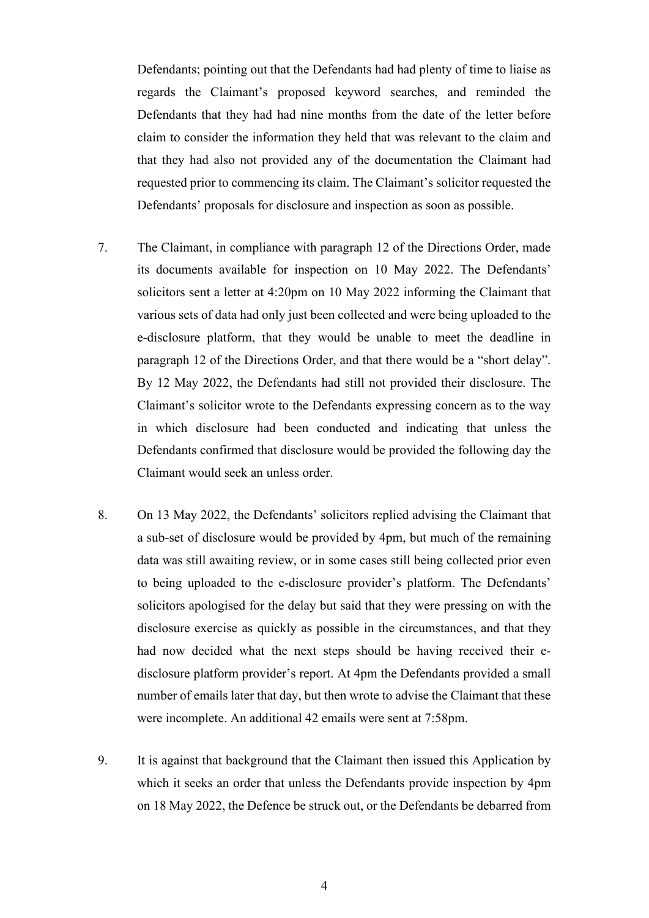Defendants; pointing out that the Defendants had had plenty of time to liaise as regards the Claimant's proposed keyword searches, and reminded the Defendants that they had had nine months from the date of the letter before claim to consider the information they held that was relevant to the claim and that they had also not provided any of the documentation the Claimant had requested prior to commencing its claim. The Claimant's solicitor requested the Defendants' proposals for disclosure and inspection as soon as possible.

7. The Claimant, in compliance with paragraph 12 of the Directions Order, made its documents available for inspection on 10 May 2022. The Defendants' solicitors sent a letter at 4:20pm on 10 May 2022 informing the Claimant that various sets of data had only just been collected and were being uploaded to the e-disclosure platform, that they would be unable to meet the deadline in paragraph 12 of the Directions Order, and that there would be a "short delay". By 12 May 2022, the Defendants had still not provided their disclosure. The Claimant's solicitor wrote to the Defendants expressing concern as to the way in which disclosure had been conducted and indicating that unless the Defendants confirmed that disclosure would be provided the following day the Claimant would seek an unless order.

8. On 13 May 2022, the Defendants' solicitors replied advising the Claimant that a sub-set of disclosure would be provided by 4pm, but much of the remaining data was still awaiting review, or in some cases still being collected prior even to being uploaded to the e-disclosure provider's platform. The Defendants' solicitors apologised for the delay but said that they were pressing on with the disclosure exercise as quickly as possible in the circumstances, and that they had now decided what the next steps should be having received their e-disclosure platform provider's report. At 4pm the Defendants provided a small number of emails later that day, but then wrote to advise the Claimant that these were incomplete. An additional 42 emails were sent at 7:58pm.

9. It is against that background that the Claimant then issued this Application by which it seeks an order that unless the Defendants provide inspection by 4pm on 18 May 2022, the Defence be struck out, or the Defendants be debarred from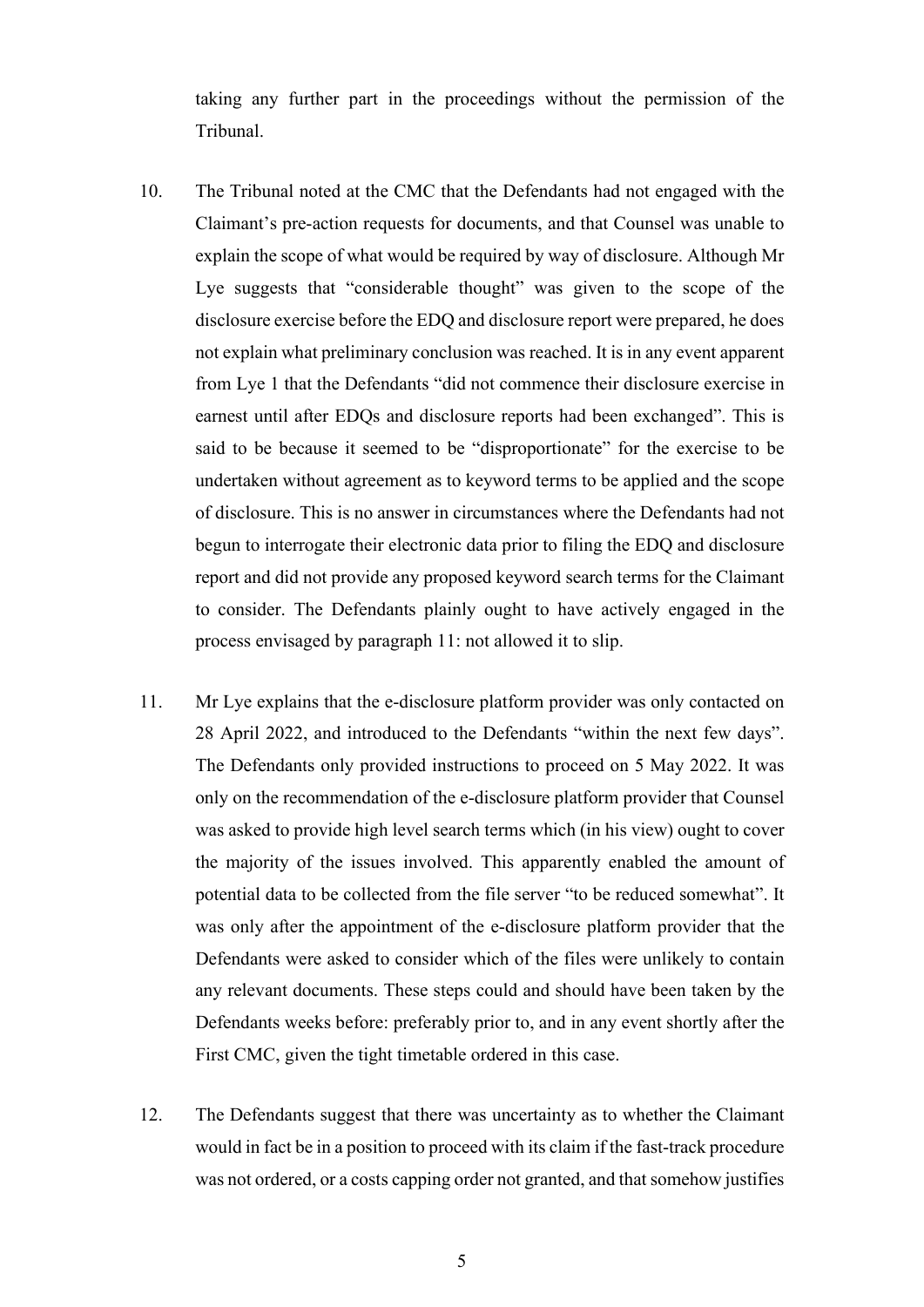taking any further part in the proceedings without the permission of the Tribunal.

10. The Tribunal noted at the CMC that the Defendants had not engaged with the Claimant's pre-action requests for documents, and that Counsel was unable to explain the scope of what would be required by way of disclosure. Although Mr Lye suggests that "considerable thought" was given to the scope of the disclosure exercise before the EDQ and disclosure report were prepared, he does not explain what preliminary conclusion was reached. It is in any event apparent from Lye 1 that the Defendants "did not commence their disclosure exercise in earnest until after EDQs and disclosure reports had been exchanged". This is said to be because it seemed to be "disproportionate" for the exercise to be undertaken without agreement as to keyword terms to be applied and the scope of disclosure. This is no answer in circumstances where the Defendants had not begun to interrogate their electronic data prior to filing the EDQ and disclosure report and did not provide any proposed keyword search terms for the Claimant to consider. The Defendants plainly ought to have actively engaged in the process envisaged by paragraph 11: not allowed it to slip.

11. Mr Lye explains that the e-disclosure platform provider was only contacted on 28 April 2022, and introduced to the Defendants "within the next few days". The Defendants only provided instructions to proceed on 5 May 2022. It was only on the recommendation of the e-disclosure platform provider that Counsel was asked to provide high level search terms which (in his view) ought to cover the majority of the issues involved. This apparently enabled the amount of potential data to be collected from the file server "to be reduced somewhat". It was only after the appointment of the e-disclosure platform provider that the Defendants were asked to consider which of the files were unlikely to contain any relevant documents. These steps could and should have been taken by the Defendants weeks before: preferably prior to, and in any event shortly after the First CMC, given the tight timetable ordered in this case.

12. The Defendants suggest that there was uncertainty as to whether the Claimant would in fact be in a position to proceed with its claim if the fast-track procedure was not ordered, or a costs capping order not granted, and that somehow justifies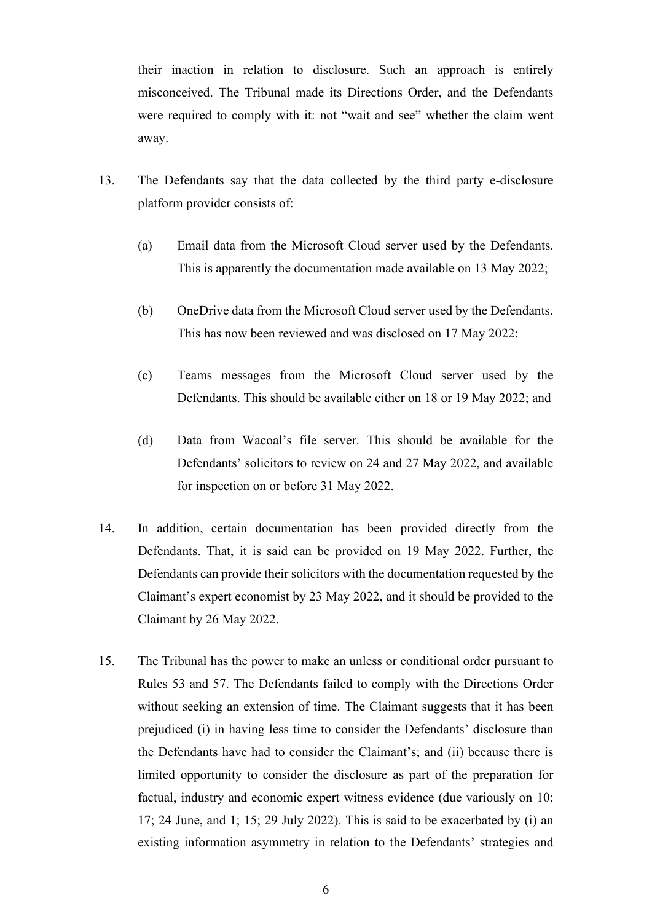their inaction in relation to disclosure. Such an approach is entirely misconceived. The Tribunal made its Directions Order, and the Defendants were required to comply with it: not "wait and see" whether the claim went away.

13. The Defendants say that the data collected by the third party e-disclosure platform provider consists of:

    (a) Email data from the Microsoft Cloud server used by the Defendants. This is apparently the documentation made available on 13 May 2022;

    (b) OneDrive data from the Microsoft Cloud server used by the Defendants. This has now been reviewed and was disclosed on 17 May 2022;

    (c) Teams messages from the Microsoft Cloud server used by the Defendants. This should be available either on 18 or 19 May 2022; and

    (d) Data from Wacoal's file server. This should be available for the Defendants' solicitors to review on 24 and 27 May 2022, and available for inspection on or before 31 May 2022.

14. In addition, certain documentation has been provided directly from the Defendants. That, it is said can be provided on 19 May 2022. Further, the Defendants can provide their solicitors with the documentation requested by the Claimant's expert economist by 23 May 2022, and it should be provided to the Claimant by 26 May 2022.

15. The Tribunal has the power to make an unless or conditional order pursuant to Rules 53 and 57. The Defendants failed to comply with the Directions Order without seeking an extension of time. The Claimant suggests that it has been prejudiced (i) in having less time to consider the Defendants' disclosure than the Defendants have had to consider the Claimant's; and (ii) because there is limited opportunity to consider the disclosure as part of the preparation for factual, industry and economic expert witness evidence (due variously on 10; 17; 24 June, and 1; 15; 29 July 2022). This is said to be exacerbated by (i) an existing information asymmetry in relation to the Defendants' strategies and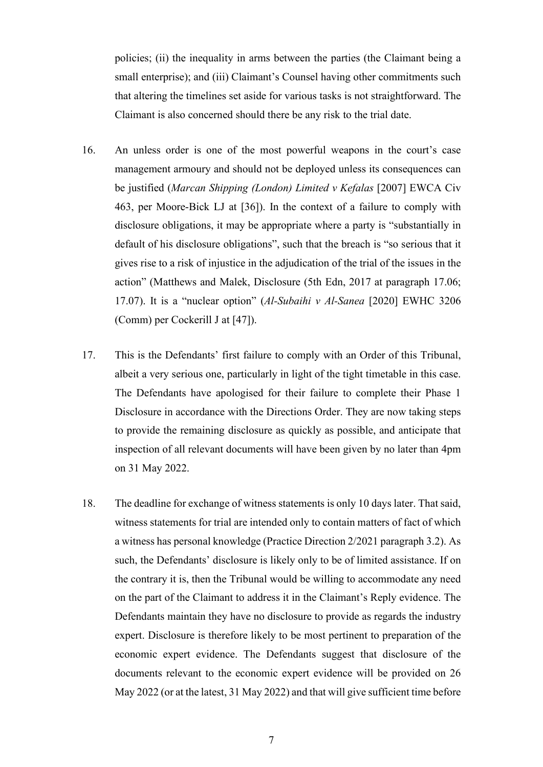policies; (ii) the inequality in arms between the parties (the Claimant being a small enterprise); and (iii) Claimant's Counsel having other commitments such that altering the timelines set aside for various tasks is not straightforward. The Claimant is also concerned should there be any risk to the trial date.

16. An unless order is one of the most powerful weapons in the court's case management armoury and should not be deployed unless its consequences can be justified (*Marcan Shipping (London) Limited v Kefalas* [2007] EWCA Civ 463, per Moore-Bick LJ at [36]). In the context of a failure to comply with disclosure obligations, it may be appropriate where a party is "substantially in default of his disclosure obligations", such that the breach is "so serious that it gives rise to a risk of injustice in the adjudication of the trial of the issues in the action" (Matthews and Malek, Disclosure (5th Edn, 2017 at paragraph 17.06; 17.07). It is a "nuclear option" (*Al-Subaihi v Al-Sanea* [2020] EWHC 3206 (Comm) per Cockerill J at [47]).

17. This is the Defendants' first failure to comply with an Order of this Tribunal, albeit a very serious one, particularly in light of the tight timetable in this case. The Defendants have apologised for their failure to complete their Phase 1 Disclosure in accordance with the Directions Order. They are now taking steps to provide the remaining disclosure as quickly as possible, and anticipate that inspection of all relevant documents will have been given by no later than 4pm on 31 May 2022.

18. The deadline for exchange of witness statements is only 10 days later. That said, witness statements for trial are intended only to contain matters of fact of which a witness has personal knowledge (Practice Direction 2/2021 paragraph 3.2). As such, the Defendants' disclosure is likely only to be of limited assistance. If on the contrary it is, then the Tribunal would be willing to accommodate any need on the part of the Claimant to address it in the Claimant's Reply evidence. The Defendants maintain they have no disclosure to provide as regards the industry expert. Disclosure is therefore likely to be most pertinent to preparation of the economic expert evidence. The Defendants suggest that disclosure of the documents relevant to the economic expert evidence will be provided on 26 May 2022 (or at the latest, 31 May 2022) and that will give sufficient time before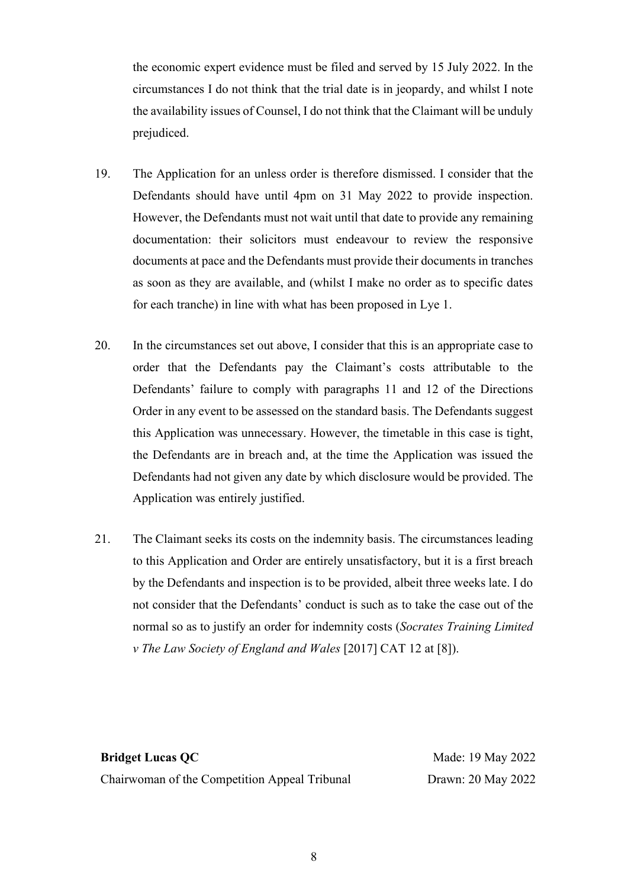the economic expert evidence must be filed and served by 15 July 2022. In the circumstances I do not think that the trial date is in jeopardy, and whilst I note the availability issues of Counsel, I do not think that the Claimant will be unduly prejudiced.

19. The Application for an unless order is therefore dismissed. I consider that the Defendants should have until 4pm on 31 May 2022 to provide inspection. However, the Defendants must not wait until that date to provide any remaining documentation: their solicitors must endeavour to review the responsive documents at pace and the Defendants must provide their documents in tranches as soon as they are available, and (whilst I make no order as to specific dates for each tranche) in line with what has been proposed in Lye 1.

20. In the circumstances set out above, I consider that this is an appropriate case to order that the Defendants pay the Claimant's costs attributable to the Defendants' failure to comply with paragraphs 11 and 12 of the Directions Order in any event to be assessed on the standard basis. The Defendants suggest this Application was unnecessary. However, the timetable in this case is tight, the Defendants are in breach and, at the time the Application was issued the Defendants had not given any date by which disclosure would be provided. The Application was entirely justified.

21. The Claimant seeks its costs on the indemnity basis. The circumstances leading to this Application and Order are entirely unsatisfactory, but it is a first breach by the Defendants and inspection is to be provided, albeit three weeks late. I do not consider that the Defendants' conduct is such as to take the case out of the normal so as to justify an order for indemnity costs (*Socrates Training Limited v The Law Society of England and Wales* [2017] CAT 12 at [8]).

**Bridget Lucas QC**
Chairwoman of the Competition Appeal Tribunal

Made: 19 May 2022
Drawn: 20 May 2022